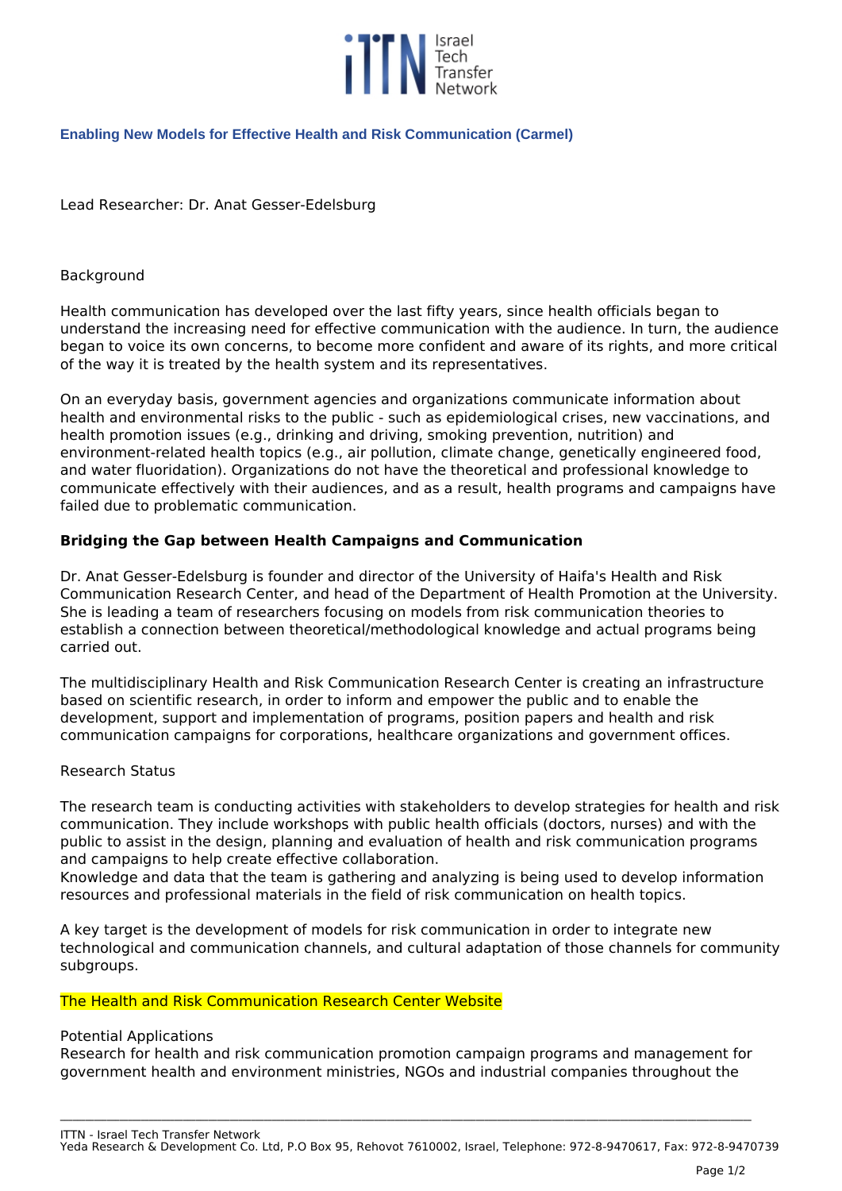## Enabling New Models for Effective Health and Risk Communication (Carmel)

Lead Researcher: Dr. Anat Gesser-Edelsburg

Background

Health communication has developed over the last fifty years, since health officials began to understand the increasing need for effective communication with the audience. In turn, the audience began to voice its own concerns, to become more confident and aware of its rights, and more critical of the way it is treated by the health system and its representatives.

On an everyday basis, government agencies and organizations communicate information about health and environmental risks to the public - such as epidemiological crises, new vaccinations, and health promotion issues (e.g., drinking and driving, smoking prevention, nutrition) and environment-related health topics (e.g., air pollution, climate change, genetically engineered food, and water fluoridation). Organizations do not have the theoretical and professional knowledge to communicate effectively with their audiences, and as a result, health programs and campaigns have failed due to problematic communication.

**Bridging the Gap between Health Campaigns and Communication**

Dr. Anat Gesser-Edelsburg is founder and director of the University of Haifa's Health and Risk Communication Research Center, and head of the Department of Health Promotion at the University. She is leading a team of researchers focusing on models from risk communication theories to establish a connection between theoretical/methodological knowledge and actual programs being carried out.

The multidisciplinary Health and Risk Communication Research Center is creating an infrastructure based on scientific research, in order to inform and empower the public and to enable the development, support and implementation of programs, position papers and health and risk communication campaigns for corporations, healthcare organizations and government offices.

Research Status

The research team is conducting activities with stakeholders to develop strategies for health and risk communication. They include workshops with public health officials (doctors, nurses) and with the public to assist in the design, planning and evaluation of health and risk communication programs and campaigns to help create effective collaboration.
Knowledge and data that the team is gathering and analyzing is being used to develop information resources and professional materials in the field of risk communication on health topics.

A key target is the development of models for risk communication in order to integrate new technological and communication channels, and cultural adaptation of those channels for community subgroups.

The Health and Risk Communication Research Center Website

Potential Applications
Research for health and risk communication promotion campaign programs and management for government health and environment ministries, NGOs and industrial companies throughout the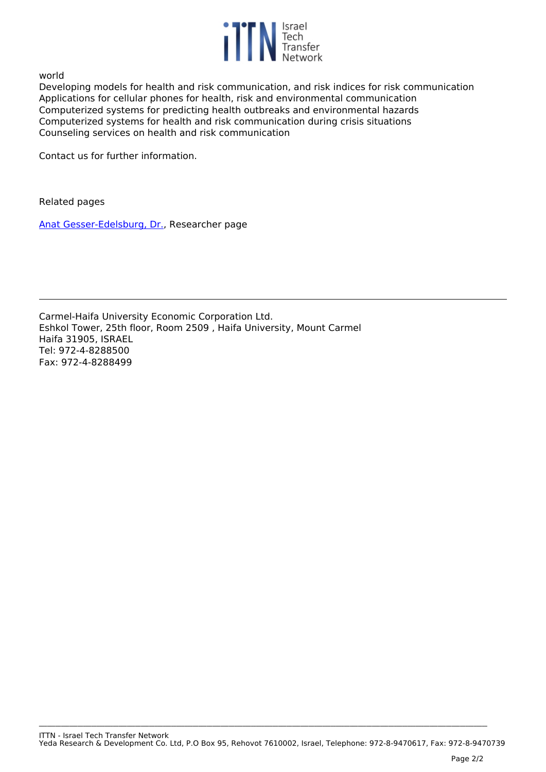world
Developing models for health and risk communication, and risk indices for risk communication
Applications for cellular phones for health, risk and environmental communication
Computerized systems for predicting health outbreaks and environmental hazards
Computerized systems for health and risk communication during crisis situations
Counseling services on health and risk communication

Contact us for further information.

Related pages

Anat Gesser-Edelsburg, Dr., Researcher page

---

Carmel-Haifa University Economic Corporation Ltd.
Eshkol Tower, 25th floor, Room 2509 , Haifa University, Mount Carmel
Haifa 31905, ISRAEL
Tel: 972-4-8288500
Fax: 972-4-8288499